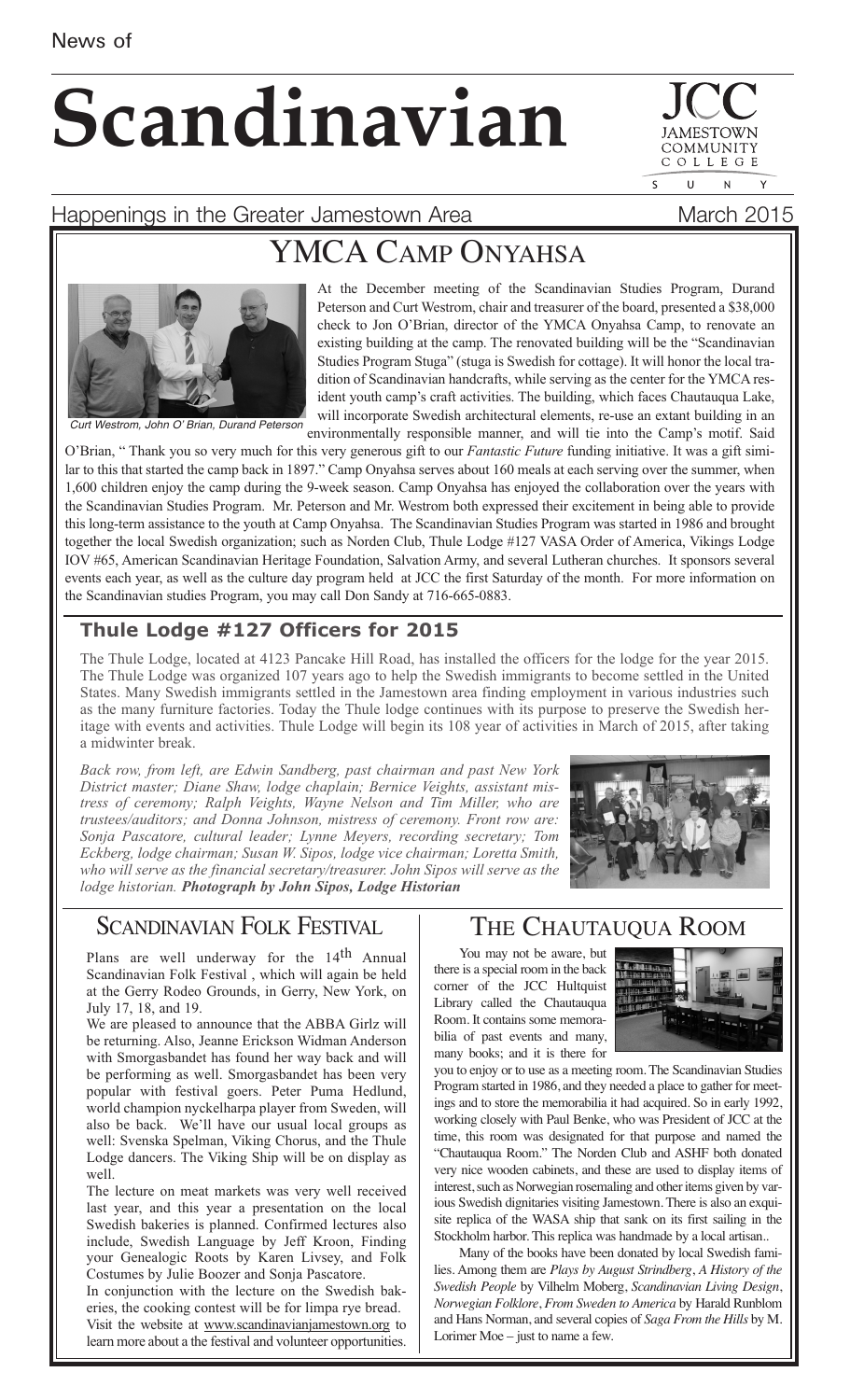News of

# Scandinavian

JCC JAMESTOWN COMMUNITY COLLEGE SUNY

Happenings in the Greater Jamestown Area — March 2015

## YMCA Camp Onyahsa

*Curt Westrom, John O' Brian, Durand Peterson*

At the December meeting of the Scandinavian Studies Program, Durand Peterson and Curt Westrom, chair and treasurer of the board, presented a $38,000 check to Jon O'Brian, director of the YMCA Onyahsa Camp, to renovate an existing building at the camp. The renovated building will be the "Scandinavian Studies Program Stuga" (stuga is Swedish for cottage). It will honor the local tradition of Scandinavian handcrafts, while serving as the center for the YMCA resident youth camp's craft activities. The building, which faces Chautauqua Lake, will incorporate Swedish architectural elements, re-use an extant building in an environmentally responsible manner, and will tie into the Camp's motif. Said O'Brian, " Thank you so very much for this very generous gift to our *Fantastic Future* funding initiative. It was a gift similar to this that started the camp back in 1897." Camp Onyahsa serves about 160 meals at each serving over the summer, when 1,600 children enjoy the camp during the 9-week season. Camp Onyahsa has enjoyed the collaboration over the years with the Scandinavian Studies Program. Mr. Peterson and Mr. Westrom both expressed their excitement in being able to provide this long-term assistance to the youth at Camp Onyahsa. The Scandinavian Studies Program was started in 1986 and brought together the local Swedish organization; such as Norden Club, Thule Lodge #127 VASA Order of America, Vikings Lodge IOV #65, American Scandinavian Heritage Foundation, Salvation Army, and several Lutheran churches. It sponsors several events each year, as well as the culture day program held at JCC the first Saturday of the month. For more information on the Scandinavian studies Program, you may call Don Sandy at 716-665-0883.

### Thule Lodge #127 Officers for 2015

The Thule Lodge, located at 4123 Pancake Hill Road, has installed the officers for the lodge for the year 2015. The Thule Lodge was organized 107 years ago to help the Swedish immigrants to become settled in the United States. Many Swedish immigrants settled in the Jamestown area finding employment in various industries such as the many furniture factories. Today the Thule lodge continues with its purpose to preserve the Swedish heritage with events and activities. Thule Lodge will begin its 108 year of activities in March of 2015, after taking a midwinter break.

*Back row, from left, are Edwin Sandberg, past chairman and past New York District master; Diane Shaw, lodge chaplain; Bernice Veights, assistant mistress of ceremony; Ralph Veights, Wayne Nelson and Tim Miller, who are trustees/auditors; and Donna Johnson, mistress of ceremony. Front row are: Sonja Pascatore, cultural leader; Lynne Meyers, recording secretary; Tom Eckberg, lodge chairman; Susan W. Sipos, lodge vice chairman; Loretta Smith, who will serve as the financial secretary/treasurer. John Sipos will serve as the lodge historian.* ***Photograph by John Sipos, Lodge Historian***

## Scandinavian Folk Festival

Plans are well underway for the 14th Annual Scandinavian Folk Festival , which will again be held at the Gerry Rodeo Grounds, in Gerry, New York, on July 17, 18, and 19.

We are pleased to announce that the ABBA Girlz will be returning. Also, Jeanne Erickson Widman Anderson with Smorgasbandet has found her way back and will be performing as well. Smorgasbandet has been very popular with festival goers. Peter Puma Hedlund, world champion nyckelharpa player from Sweden, will also be back. We'll have our usual local groups as well: Svenska Spelman, Viking Chorus, and the Thule Lodge dancers. The Viking Ship will be on display as well.

The lecture on meat markets was very well received last year, and this year a presentation on the local Swedish bakeries is planned. Confirmed lectures also include, Swedish Language by Jeff Kroon, Finding your Genealogic Roots by Karen Livsey, and Folk Costumes by Julie Boozer and Sonja Pascatore.

In conjunction with the lecture on the Swedish bakeries, the cooking contest will be for limpa rye bread.

Visit the website at www.scandinavianjamestown.org to learn more about a the festival and volunteer opportunities.

## The Chautauqua Room

You may not be aware, but there is a special room in the back corner of the JCC Hultquist Library called the Chautauqua Room. It contains some memorabilia of past events and many, many books; and it is there for you to enjoy or to use as a meeting room. The Scandinavian Studies Program started in 1986, and they needed a place to gather for meetings and to store the memorabilia it had acquired. So in early 1992, working closely with Paul Benke, who was President of JCC at the time, this room was designated for that purpose and named the "Chautauqua Room." The Norden Club and ASHF both donated very nice wooden cabinets, and these are used to display items of interest, such as Norwegian rosemaling and other items given by various Swedish dignitaries visiting Jamestown. There is also an exquisite replica of the WASA ship that sank on its first sailing in the Stockholm harbor. This replica was handmade by a local artisan..

Many of the books have been donated by local Swedish families. Among them are *Plays by August Strindberg*, *A History of the Swedish People* by Vilhelm Moberg, *Scandinavian Living Design*, *Norwegian Folklore*, *From Sweden to America* by Harald Runblom and Hans Norman, and several copies of *Saga From the Hills* by M. Lorimer Moe – just to name a few.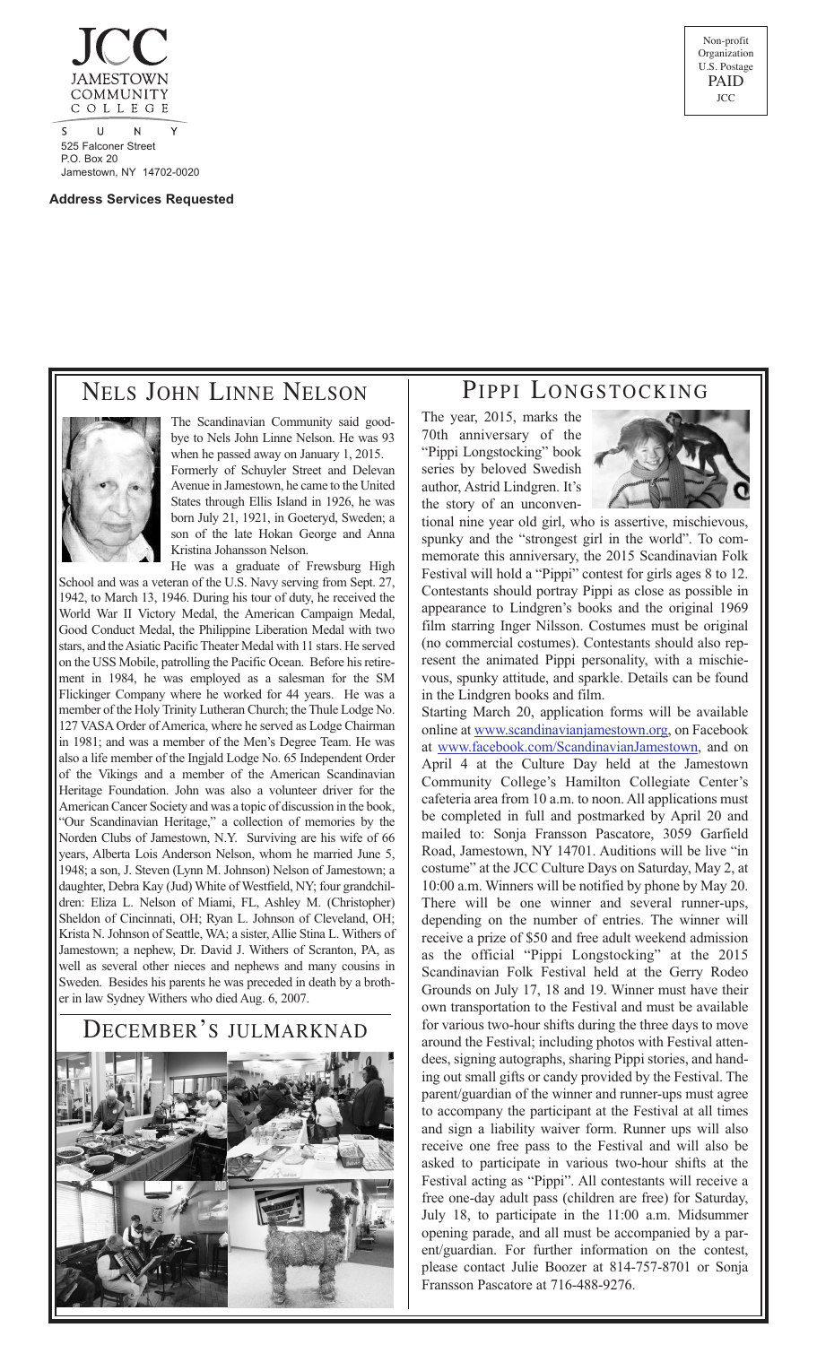JCC
JAMESTOWN COMMUNITY COLLEGE
SUNY

525 Falconer Street
P.O. Box 20
Jamestown, NY 14702-0020

**Address Services Requested**

Non-profit Organization
U.S. Postage
PAID
JCC

## Nels John Linne Nelson

The Scandinavian Community said goodbye to Nels John Linne Nelson. He was 93 when he passed away on January 1, 2015. Formerly of Schuyler Street and Delevan Avenue in Jamestown, he came to the United States through Ellis Island in 1926, he was born July 21, 1921, in Goeteryd, Sweden; a son of the late Hokan George and Anna Kristina Johansson Nelson.

He was a graduate of Frewsburg High School and was a veteran of the U.S. Navy serving from Sept. 27, 1942, to March 13, 1946. During his tour of duty, he received the World War II Victory Medal, the American Campaign Medal, Good Conduct Medal, the Philippine Liberation Medal with two stars, and the Asiatic Pacific Theater Medal with 11 stars. He served on the USS Mobile, patrolling the Pacific Ocean. Before his retirement in 1984, he was employed as a salesman for the SM Flickinger Company where he worked for 44 years. He was a member of the Holy Trinity Lutheran Church; the Thule Lodge No. 127 VASA Order of America, where he served as Lodge Chairman in 1981; and was a member of the Men's Degree Team. He was also a life member of the Ingjald Lodge No. 65 Independent Order of the Vikings and a member of the American Scandinavian Heritage Foundation. John was also a volunteer driver for the American Cancer Society and was a topic of discussion in the book, "Our Scandinavian Heritage," a collection of memories by the Norden Clubs of Jamestown, N.Y. Surviving are his wife of 66 years, Alberta Lois Anderson Nelson, whom he married June 5, 1948; a son, J. Steven (Lynn M. Johnson) Nelson of Jamestown; a daughter, Debra Kay (Jud) White of Westfield, NY; four grandchildren: Eliza L. Nelson of Miami, FL, Ashley M. (Christopher) Sheldon of Cincinnati, OH; Ryan L. Johnson of Cleveland, OH; Krista N. Johnson of Seattle, WA; a sister, Allie Stina L. Withers of Jamestown; a nephew, Dr. David J. Withers of Scranton, PA, as well as several other nieces and nephews and many cousins in Sweden. Besides his parents he was preceded in death by a brother in law Sydney Withers who died Aug. 6, 2007.

## December's Julmarknad

## Pippi Longstocking

The year, 2015, marks the 70th anniversary of the "Pippi Longstocking" book series by beloved Swedish author, Astrid Lindgren. It's the story of an unconventional nine year old girl, who is assertive, mischievous, spunky and the "strongest girl in the world". To commemorate this anniversary, the 2015 Scandinavian Folk Festival will hold a "Pippi" contest for girls ages 8 to 12. Contestants should portray Pippi as close as possible in appearance to Lindgren's books and the original 1969 film starring Inger Nilsson. Costumes must be original (no commercial costumes). Contestants should also represent the animated Pippi personality, with a mischievous, spunky attitude, and sparkle. Details can be found in the Lindgren books and film.

Starting March 20, application forms will be available online at www.scandinavianjamestown.org, on Facebook at www.facebook.com/ScandinavianJamestown, and on April 4 at the Culture Day held at the Jamestown Community College's Hamilton Collegiate Center's cafeteria area from 10 a.m. to noon. All applications must be completed in full and postmarked by April 20 and mailed to: Sonja Fransson Pascatore, 3059 Garfield Road, Jamestown, NY 14701. Auditions will be live "in costume" at the JCC Culture Days on Saturday, May 2, at 10:00 a.m. Winners will be notified by phone by May 20. There will be one winner and several runner-ups, depending on the number of entries. The winner will receive a prize of $50 and free adult weekend admission as the official "Pippi Longstocking" at the 2015 Scandinavian Folk Festival held at the Gerry Rodeo Grounds on July 17, 18 and 19. Winner must have their own transportation to the Festival and must be available for various two-hour shifts during the three days to move around the Festival; including photos with Festival attendees, signing autographs, sharing Pippi stories, and handing out small gifts or candy provided by the Festival. The parent/guardian of the winner and runner-ups must agree to accompany the participant at the Festival at all times and sign a liability waiver form. Runner ups will also receive one free pass to the Festival and will also be asked to participate in various two-hour shifts at the Festival acting as "Pippi". All contestants will receive a free one-day adult pass (children are free) for Saturday, July 18, to participate in the 11:00 a.m. Midsummer opening parade, and all must be accompanied by a parent/guardian. For further information on the contest, please contact Julie Boozer at 814-757-8701 or Sonja Fransson Pascatore at 716-488-9276.